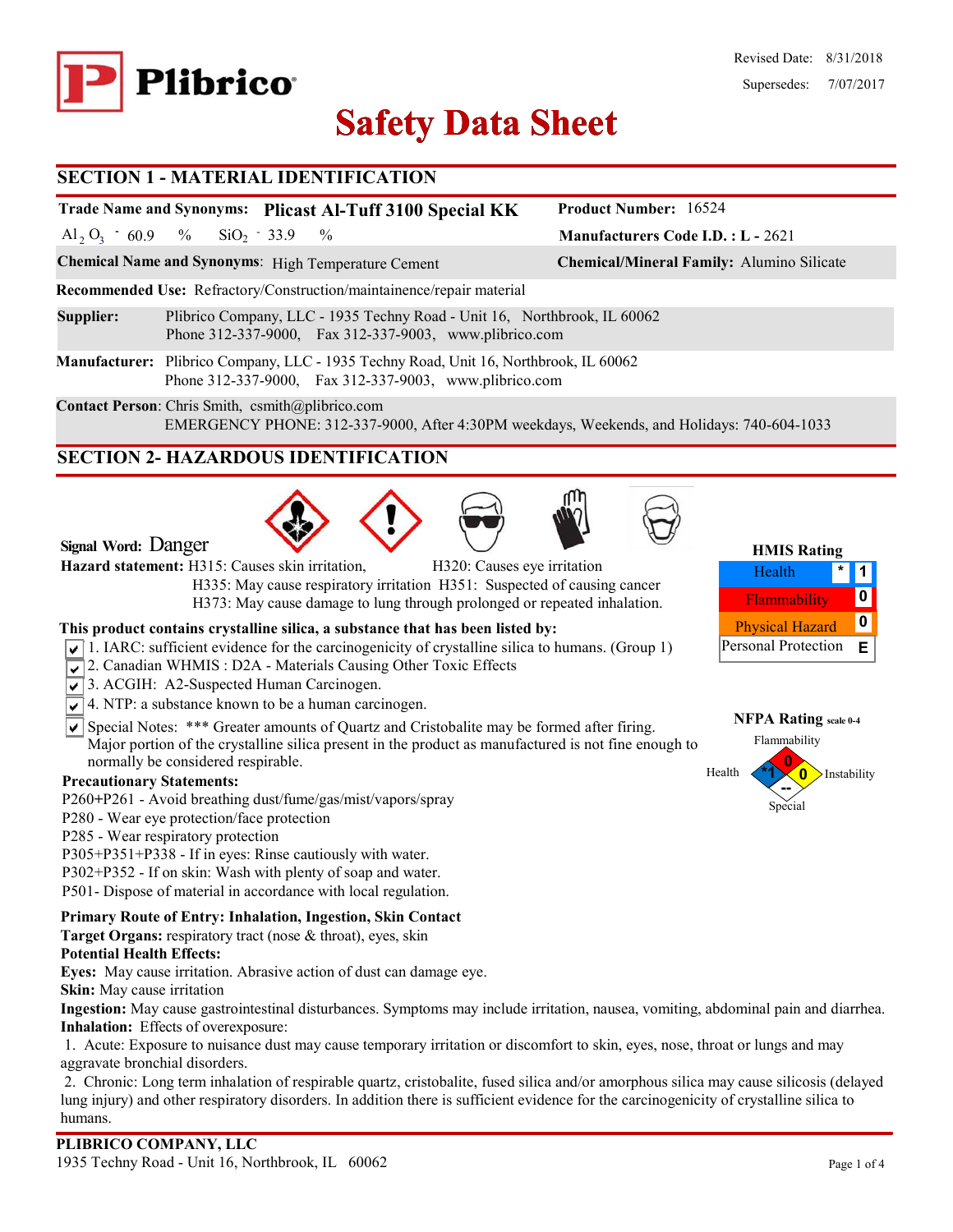Plibrico

Revised Date: 8/31/2018
Supersedes: 7/07/2017

# Safety Data Sheet

## SECTION 1 - MATERIAL IDENTIFICATION

**Trade Name and Synonyms:** **Plicast Al-Tuff 3100 Special KK** **Product Number:** 16524

$Al_2O_3$ - 60.9 % $SiO_2$ - 33.9 % **Manufacturers Code I.D. :** **L -** 2621

**Chemical Name and Synonyms**: High Temperature Cement **Chemical/Mineral Family:** Alumino Silicate

**Recommended Use:** Refractory/Construction/maintainence/repair material

**Supplier:** Plibrico Company, LLC - 1935 Techny Road - Unit 16, Northbrook, IL 60062
Phone 312-337-9000, Fax 312-337-9003, www.plibrico.com

**Manufacturer:** Plibrico Company, LLC - 1935 Techny Road, Unit 16, Northbrook, IL 60062
Phone 312-337-9000, Fax 312-337-9003, www.plibrico.com

**Contact Person**: Chris Smith, csmith@plibrico.com
EMERGENCY PHONE: 312-337-9000, After 4:30PM weekdays, Weekends, and Holidays: 740-604-1033

## SECTION 2- HAZARDOUS IDENTIFICATION

**Signal Word:** Danger

**Hazard statement:** H315: Causes skin irritation, H320: Causes eye irritation
H335: May cause respiratory irritation H351: Suspected of causing cancer
H373: May cause damage to lung through prolonged or repeated inhalation.

**HMIS Rating**

| | | |
|---|---|---|
| Health | * | 1 |
| Flammability | | 0 |
| Physical Hazard | | 0 |
| Personal Protection | | E |

**NFPA Rating** scale 0-4

Flammability: 0
Health: *1
Instability: 0
Special: --

**This product contains crystalline silica, a substance that has been listed by:**

- ☑ 1. IARC: sufficient evidence for the carcinogenicity of crystalline silica to humans. (Group 1)
- ☑ 2. Canadian WHMIS : D2A - Materials Causing Other Toxic Effects
- ☑ 3. ACGIH: A2-Suspected Human Carcinogen.
- ☑ 4. NTP: a substance known to be a human carcinogen.
- ☑ Special Notes: *** Greater amounts of Quartz and Cristobalite may be formed after firing. Major portion of the crystalline silica present in the product as manufactured is not fine enough to normally be considered respirable.

**Precautionary Statements:**

P260+P261 - Avoid breathing dust/fume/gas/mist/vapors/spray
P280 - Wear eye protection/face protection
P285 - Wear respiratory protection
P305+P351+P338 - If in eyes: Rinse cautiously with water.
P302+P352 - If on skin: Wash with plenty of soap and water.
P501- Dispose of material in accordance with local regulation.

**Primary Route of Entry: Inhalation, Ingestion, Skin Contact**
**Target Organs:** respiratory tract (nose & throat), eyes, skin
**Potential Health Effects:**
**Eyes:** May cause irritation. Abrasive action of dust can damage eye.
**Skin:** May cause irritation
**Ingestion:** May cause gastrointestinal disturbances. Symptoms may include irritation, nausea, vomiting, abdominal pain and diarrhea.
**Inhalation:** Effects of overexposure:

1. Acute: Exposure to nuisance dust may cause temporary irritation or discomfort to skin, eyes, nose, throat or lungs and may aggravate bronchial disorders.
2. Chronic: Long term inhalation of respirable quartz, cristobalite, fused silica and/or amorphous silica may cause silicosis (delayed lung injury) and other respiratory disorders. In addition there is sufficient evidence for the carcinogenicity of crystalline silica to humans.

**PLIBRICO COMPANY, LLC**
1935 Techny Road - Unit 16, Northbrook, IL 60062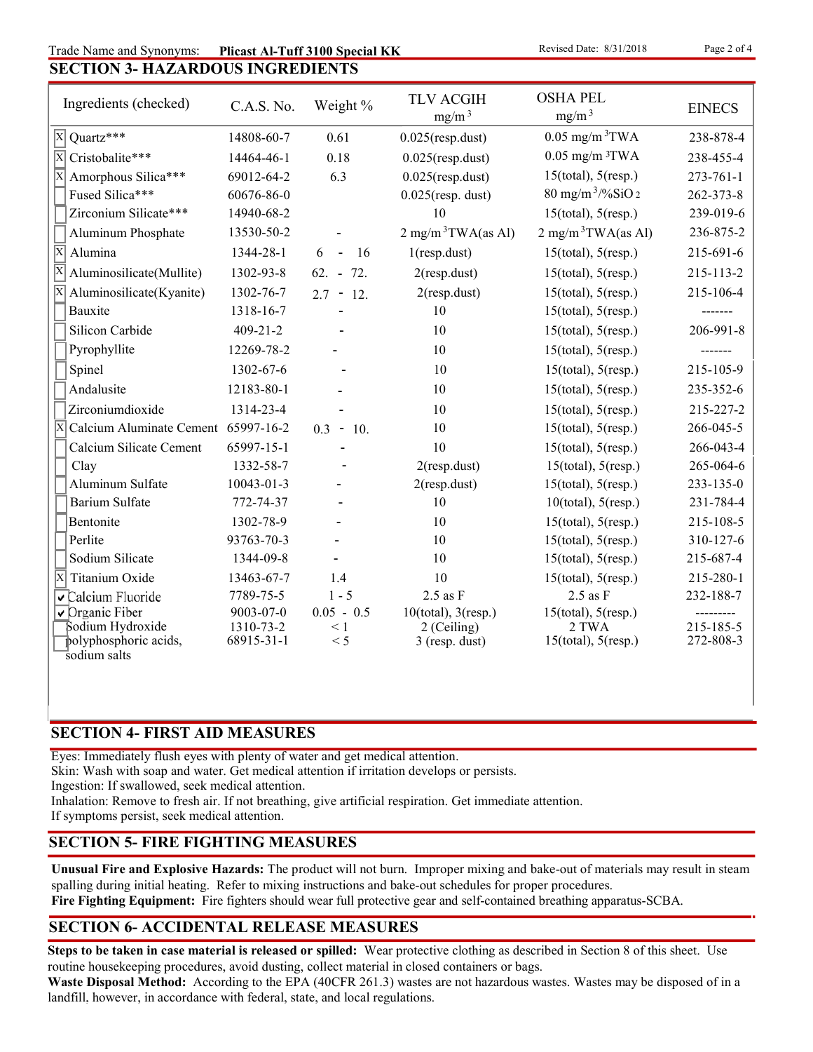Trade Name and Synonyms: **Plicast Al-Tuff 3100 Special KK**

Revised Date: 8/31/2018

## SECTION 3- HAZARDOUS INGREDIENTS

| Ingredients (checked) | C.A.S. No. | Weight % | TLV ACGIH $mg/m^3$ | OSHA PEL $mg/m^3$ | EINECS |
|---|---|---|---|---|---|
| [X] Quartz*** | 14808-60-7 | 0.61 | 0.025(resp.dust) | 0.05 $mg/m^3$TWA | 238-878-4 |
| [X] Cristobalite*** | 14464-46-1 | 0.18 | 0.025(resp.dust) | 0.05 $mg/m^3$TWA | 238-455-4 |
| [X] Amorphous Silica*** | 69012-64-2 | 6.3 | 0.025(resp.dust) | 15(total), 5(resp.) | 273-761-1 |
| [ ] Fused Silica*** | 60676-86-0 | | 0.025(resp. dust) | 80 $mg/m^3$/%$SiO_2$ | 262-373-8 |
| [ ] Zirconium Silicate*** | 14940-68-2 | | 10 | 15(total), 5(resp.) | 239-019-6 |
| [ ] Aluminum Phosphate | 13530-50-2 | - | 2 $mg/m^3$TWA(as Al) | 2 $mg/m^3$TWA(as Al) | 236-875-2 |
| [X] Alumina | 1344-28-1 | 6 - 16 | 1(resp.dust) | 15(total), 5(resp.) | 215-691-6 |
| [X] Aluminosilicate(Mullite) | 1302-93-8 | 62. - 72. | 2(resp.dust) | 15(total), 5(resp.) | 215-113-2 |
| [X] Aluminosilicate(Kyanite) | 1302-76-7 | 2.7 - 12. | 2(resp.dust) | 15(total), 5(resp.) | 215-106-4 |
| [ ] Bauxite | 1318-16-7 | - | 10 | 15(total), 5(resp.) | ------- |
| [ ] Silicon Carbide | 409-21-2 | - | 10 | 15(total), 5(resp.) | 206-991-8 |
| [ ] Pyrophyllite | 12269-78-2 | - | 10 | 15(total), 5(resp.) | ------- |
| [ ] Spinel | 1302-67-6 | - | 10 | 15(total), 5(resp.) | 215-105-9 |
| [ ] Andalusite | 12183-80-1 | - | 10 | 15(total), 5(resp.) | 235-352-6 |
| [ ] Zirconiumdioxide | 1314-23-4 | - | 10 | 15(total), 5(resp.) | 215-227-2 |
| [X] Calcium Aluminate Cement | 65997-16-2 | 0.3 - 10. | 10 | 15(total), 5(resp.) | 266-045-5 |
| [ ] Calcium Silicate Cement | 65997-15-1 | - | 10 | 15(total), 5(resp.) | 266-043-4 |
| [ ] Clay | 1332-58-7 | - | 2(resp.dust) | 15(total), 5(resp.) | 265-064-6 |
| [ ] Aluminum Sulfate | 10043-01-3 | - | 2(resp.dust) | 15(total), 5(resp.) | 233-135-0 |
| [ ] Barium Sulfate | 772-74-37 | - | 10 | 10(total), 5(resp.) | 231-784-4 |
| [ ] Bentonite | 1302-78-9 | - | 10 | 15(total), 5(resp.) | 215-108-5 |
| [ ] Perlite | 93763-70-3 | - | 10 | 15(total), 5(resp.) | 310-127-6 |
| [ ] Sodium Silicate | 1344-09-8 | - | 10 | 15(total), 5(resp.) | 215-687-4 |
| [X] Titanium Oxide | 13463-67-7 | 1.4 | 10 | 15(total), 5(resp.) | 215-280-1 |
| [✔] Calcium Fluoride | 7789-75-5 | 1 - 5 | 2.5 as F | 2.5 as F | 232-188-7 |
| [✔] Organic Fiber | 9003-07-0 | 0.05 - 0.5 | 10(total), 3(resp.) | 15(total), 5(resp.) | --------- |
| [ ] Sodium Hydroxide | 1310-73-2 | < 1 | 2 (Ceiling) | 2 TWA | 215-185-5 |
| [ ] polyphosphoric acids, sodium salts | 68915-31-1 | < 5 | 3 (resp. dust) | 15(total), 5(resp.) | 272-808-3 |

## SECTION 4- FIRST AID MEASURES

Eyes: Immediately flush eyes with plenty of water and get medical attention.
Skin: Wash with soap and water. Get medical attention if irritation develops or persists.
Ingestion: If swallowed, seek medical attention.
Inhalation: Remove to fresh air. If not breathing, give artificial respiration. Get immediate attention.
If symptoms persist, seek medical attention.

## SECTION 5- FIRE FIGHTING MEASURES

**Unusual Fire and Explosive Hazards:** The product will not burn. Improper mixing and bake-out of materials may result in steam spalling during initial heating. Refer to mixing instructions and bake-out schedules for proper procedures.
**Fire Fighting Equipment:** Fire fighters should wear full protective gear and self-contained breathing apparatus-SCBA.

## SECTION 6- ACCIDENTAL RELEASE MEASURES

**Steps to be taken in case material is released or spilled:** Wear protective clothing as described in Section 8 of this sheet. Use routine housekeeping procedures, avoid dusting, collect material in closed containers or bags.
**Waste Disposal Method:** According to the EPA (40CFR 261.3) wastes are not hazardous wastes. Wastes may be disposed of in a landfill, however, in accordance with federal, state, and local regulations.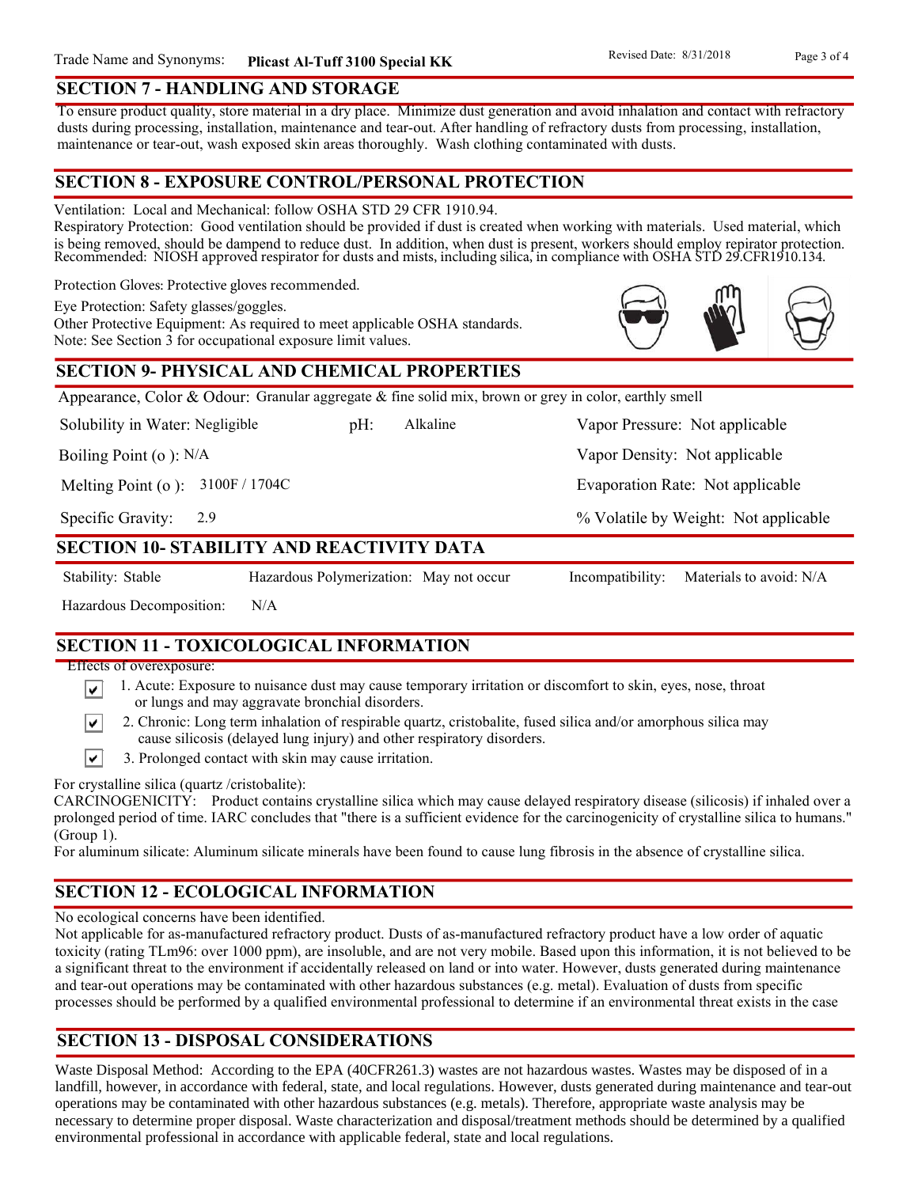## SECTION 7 - HANDLING AND STORAGE

To ensure product quality, store material in a dry place. Minimize dust generation and avoid inhalation and contact with refractory dusts during processing, installation, maintenance and tear-out. After handling of refractory dusts from processing, installation, maintenance or tear-out, wash exposed skin areas thoroughly. Wash clothing contaminated with dusts.

## SECTION 8 - EXPOSURE CONTROL/PERSONAL PROTECTION

Ventilation: Local and Mechanical: follow OSHA STD 29 CFR 1910.94.

Respiratory Protection: Good ventilation should be provided if dust is created when working with materials. Used material, which is being removed, should be dampend to reduce dust. In addition, when dust is present, workers should employ repirator protection. Recommended: NIOSH approved respirator for dusts and mists, including silica, in compliance with OSHA STD 29.CFR1910.134.

Protection Gloves: Protective gloves recommended.

Eye Protection: Safety glasses/goggles.

Other Protective Equipment: As required to meet applicable OSHA standards.

Note: See Section 3 for occupational exposure limit values.

## SECTION 9- PHYSICAL AND CHEMICAL PROPERTIES

Appearance, Color & Odour: Granular aggregate & fine solid mix, brown or grey in color, earthly smell

| | | |
|---|---|---|
| Solubility in Water: Negligible | pH: Alkaline | Vapor Pressure: Not applicable |
| Boiling Point (o ): N/A | | Vapor Density: Not applicable |
| Melting Point (o ): 3100F / 1704C | | Evaporation Rate: Not applicable |
| Specific Gravity: 2.9 | | % Volatile by Weight: Not applicable |

## SECTION 10- STABILITY AND REACTIVITY DATA

| | | |
|---|---|---|
| Stability: Stable | Hazardous Polymerization: May not occur | Incompatibility: Materials to avoid: N/A |
| Hazardous Decomposition: N/A | | |

## SECTION 11 - TOXICOLOGICAL INFORMATION

Effects of overexposure:

- ☑ 1. Acute: Exposure to nuisance dust may cause temporary irritation or discomfort to skin, eyes, nose, throat or lungs and may aggravate bronchial disorders.
- ☑ 2. Chronic: Long term inhalation of respirable quartz, cristobalite, fused silica and/or amorphous silica may cause silicosis (delayed lung injury) and other respiratory disorders.
- ☑ 3. Prolonged contact with skin may cause irritation.

For crystalline silica (quartz /cristobalite):

CARCINOGENICITY: Product contains crystalline silica which may cause delayed respiratory disease (silicosis) if inhaled over a prolonged period of time. IARC concludes that "there is a sufficient evidence for the carcinogenicity of crystalline silica to humans." (Group 1).

For aluminum silicate: Aluminum silicate minerals have been found to cause lung fibrosis in the absence of crystalline silica.

## SECTION 12 - ECOLOGICAL INFORMATION

No ecological concerns have been identified.

Not applicable for as-manufactured refractory product. Dusts of as-manufactured refractory product have a low order of aquatic toxicity (rating TLm96: over 1000 ppm), are insoluble, and are not very mobile. Based upon this information, it is not believed to be a significant threat to the environment if accidentally released on land or into water. However, dusts generated during maintenance and tear-out operations may be contaminated with other hazardous substances (e.g. metal). Evaluation of dusts from specific processes should be performed by a qualified environmental professional to determine if an environmental threat exists in the case

## SECTION 13 - DISPOSAL CONSIDERATIONS

Waste Disposal Method: According to the EPA (40CFR261.3) wastes are not hazardous wastes. Wastes may be disposed of in a landfill, however, in accordance with federal, state, and local regulations. However, dusts generated during maintenance and tear-out operations may be contaminated with other hazardous substances (e.g. metals). Therefore, appropriate waste analysis may be necessary to determine proper disposal. Waste characterization and disposal/treatment methods should be determined by a qualified environmental professional in accordance with applicable federal, state and local regulations.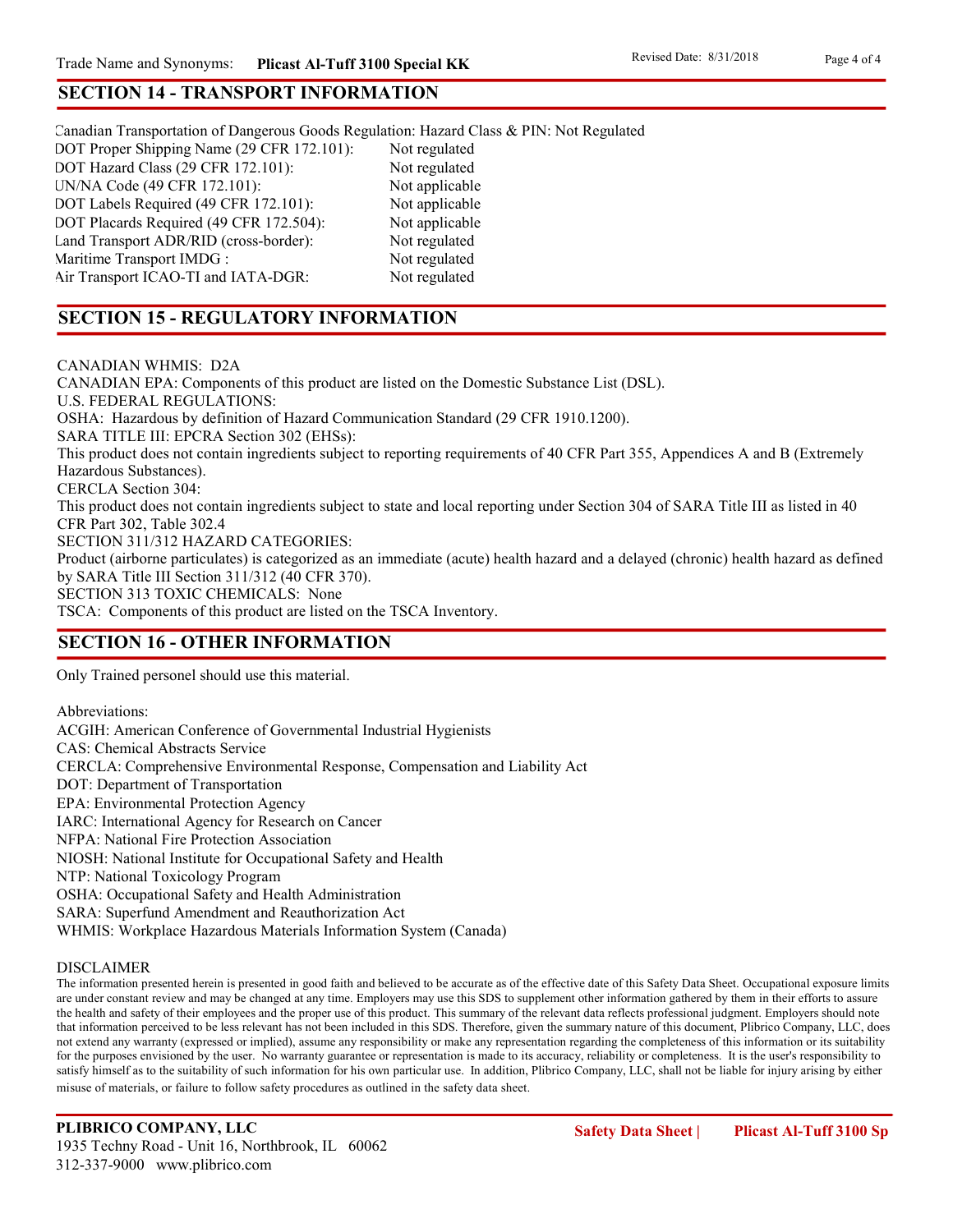## SECTION 14 - TRANSPORT INFORMATION

Canadian Transportation of Dangerous Goods Regulation: Hazard Class & PIN: Not Regulated

| | |
|---|---|
| DOT Proper Shipping Name (29 CFR 172.101): | Not regulated |
| DOT Hazard Class (29 CFR 172.101): | Not regulated |
| UN/NA Code (49 CFR 172.101): | Not applicable |
| DOT Labels Required (49 CFR 172.101): | Not applicable |
| DOT Placards Required (49 CFR 172.504): | Not applicable |
| Land Transport ADR/RID (cross-border): | Not regulated |
| Maritime Transport IMDG : | Not regulated |
| Air Transport ICAO-TI and IATA-DGR: | Not regulated |

## SECTION 15 - REGULATORY INFORMATION

CANADIAN WHMIS: D2A

CANADIAN EPA: Components of this product are listed on the Domestic Substance List (DSL).

U.S. FEDERAL REGULATIONS:

OSHA: Hazardous by definition of Hazard Communication Standard (29 CFR 1910.1200).

SARA TITLE III: EPCRA Section 302 (EHSs):

This product does not contain ingredients subject to reporting requirements of 40 CFR Part 355, Appendices A and B (Extremely Hazardous Substances).

CERCLA Section 304:

This product does not contain ingredients subject to state and local reporting under Section 304 of SARA Title III as listed in 40 CFR Part 302, Table 302.4

SECTION 311/312 HAZARD CATEGORIES:

Product (airborne particulates) is categorized as an immediate (acute) health hazard and a delayed (chronic) health hazard as defined by SARA Title III Section 311/312 (40 CFR 370).

SECTION 313 TOXIC CHEMICALS: None

TSCA: Components of this product are listed on the TSCA Inventory.

## SECTION 16 - OTHER INFORMATION

Only Trained personel should use this material.

Abbreviations:

ACGIH: American Conference of Governmental Industrial Hygienists
CAS: Chemical Abstracts Service
CERCLA: Comprehensive Environmental Response, Compensation and Liability Act
DOT: Department of Transportation
EPA: Environmental Protection Agency
IARC: International Agency for Research on Cancer
NFPA: National Fire Protection Association
NIOSH: National Institute for Occupational Safety and Health
NTP: National Toxicology Program
OSHA: Occupational Safety and Health Administration
SARA: Superfund Amendment and Reauthorization Act
WHMIS: Workplace Hazardous Materials Information System (Canada)

DISCLAIMER

The information presented herein is presented in good faith and believed to be accurate as of the effective date of this Safety Data Sheet. Occupational exposure limits are under constant review and may be changed at any time. Employers may use this SDS to supplement other information gathered by them in their efforts to assure the health and safety of their employees and the proper use of this product. This summary of the relevant data reflects professional judgment. Employers should note that information perceived to be less relevant has not been included in this SDS. Therefore, given the summary nature of this document, Plibrico Company, LLC, does not extend any warranty (expressed or implied), assume any responsibility or make any representation regarding the completeness of this information or its suitability for the purposes envisioned by the user. No warranty guarantee or representation is made to its accuracy, reliability or completeness. It is the user's responsibility to satisfy himself as to the suitability of such information for his own particular use. In addition, Plibrico Company, LLC, shall not be liable for injury arising by either misuse of materials, or failure to follow safety procedures as outlined in the safety data sheet.

**PLIBRICO COMPANY, LLC**
1935 Techny Road - Unit 16, Northbrook, IL 60062
312-337-9000 www.plibrico.com